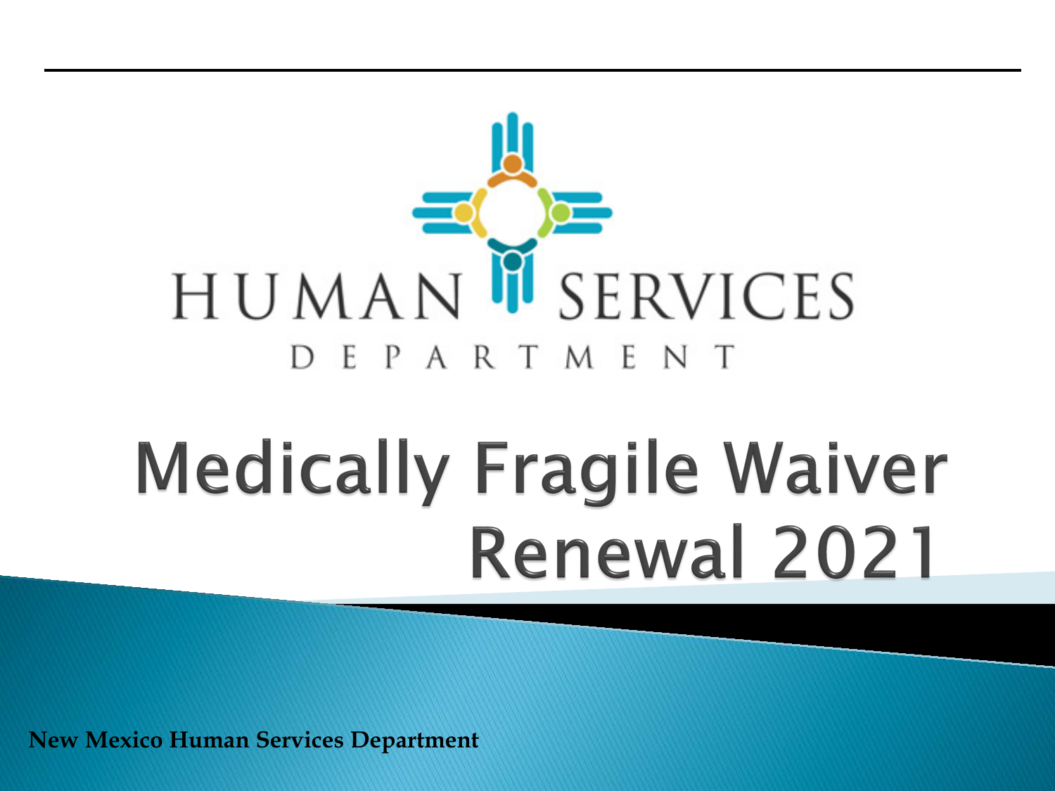HUMAN SERVICES
DEPARTMENT

# Medically Fragile Waiver Renewal 2021

**New Mexico Human Services Department**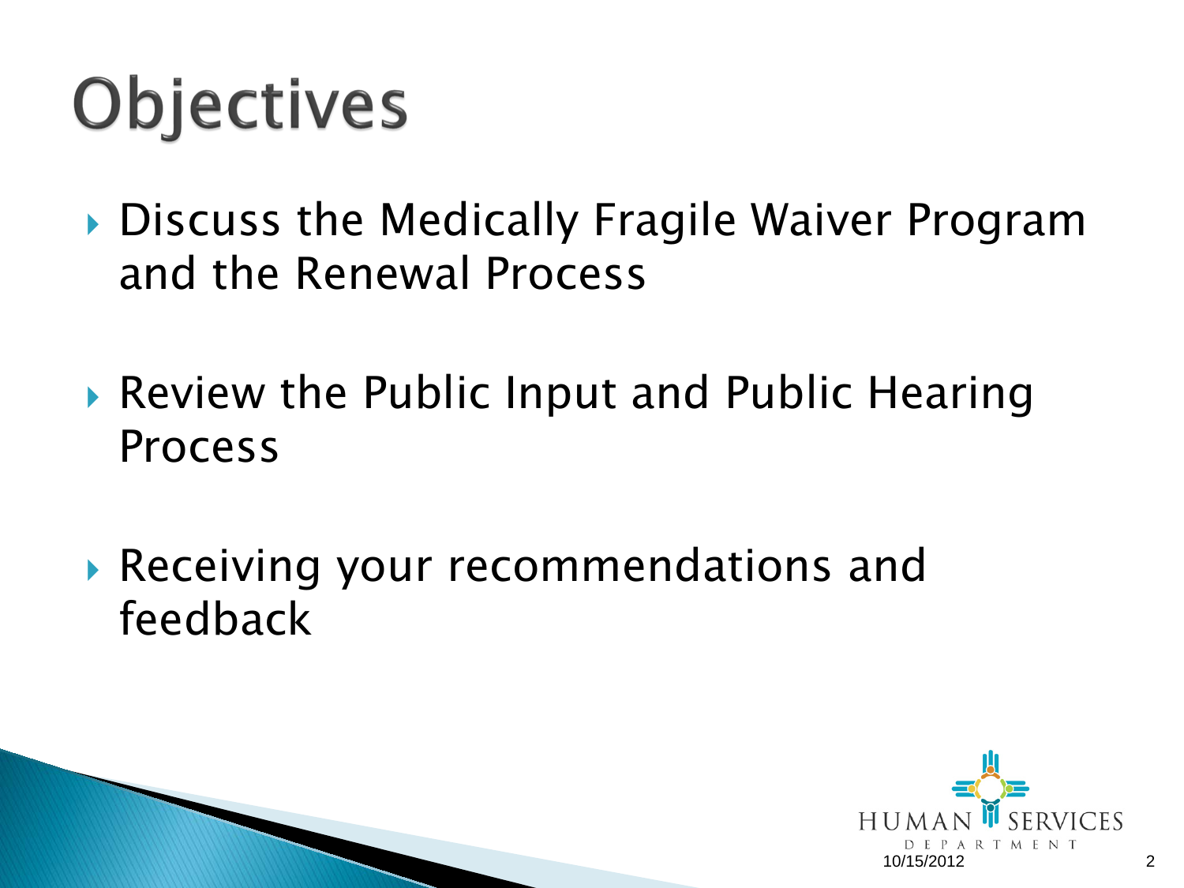# Objectives

- Discuss the Medically Fragile Waiver Program and the Renewal Process
- Review the Public Input and Public Hearing Process
- Receiving your recommendations and feedback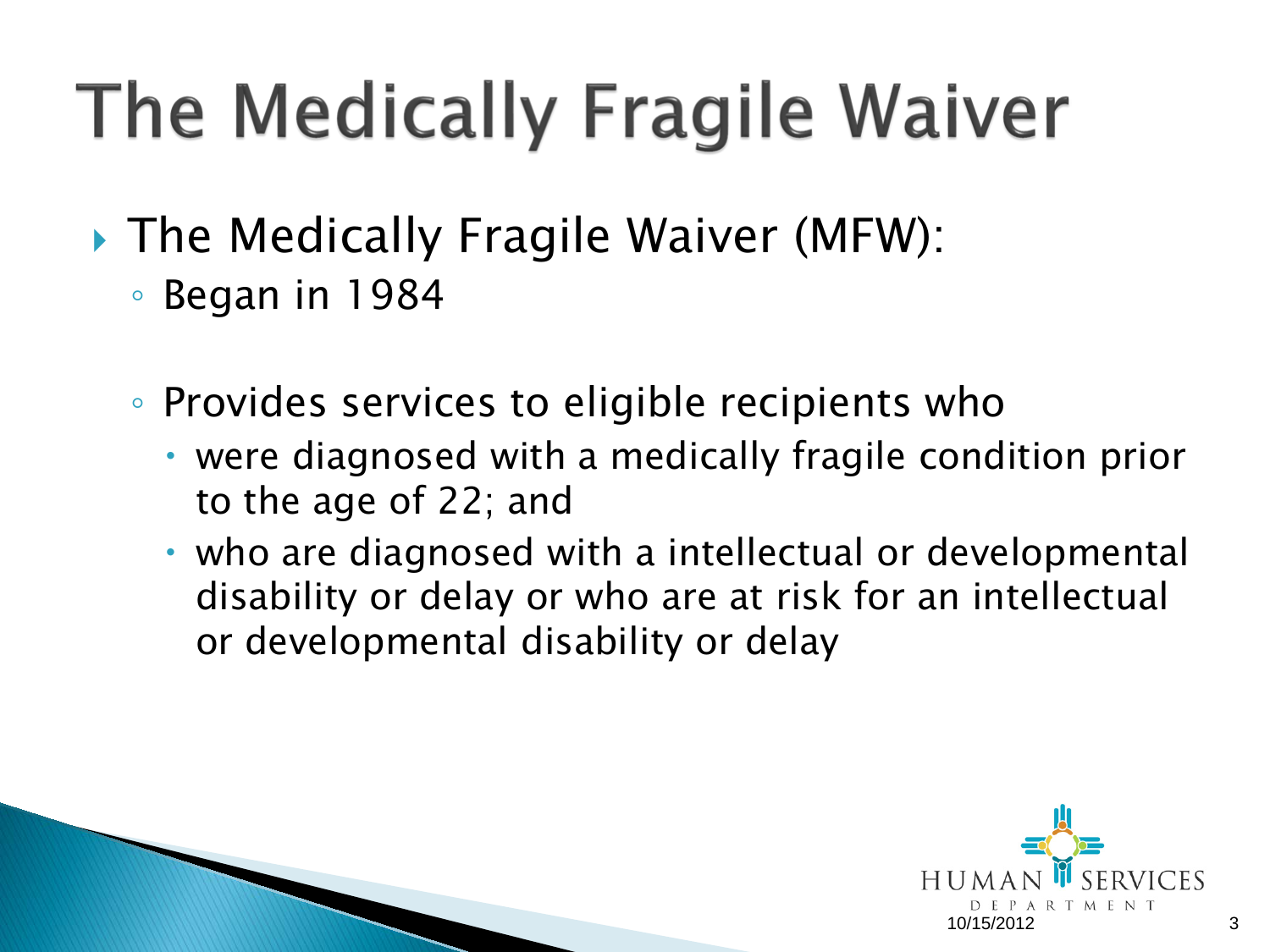# The Medically Fragile Waiver

- The Medically Fragile Waiver (MFW):
  - Began in 1984
  - Provides services to eligible recipients who
    - were diagnosed with a medically fragile condition prior to the age of 22; and
    - who are diagnosed with a intellectual or developmental disability or delay or who are at risk for an intellectual or developmental disability or delay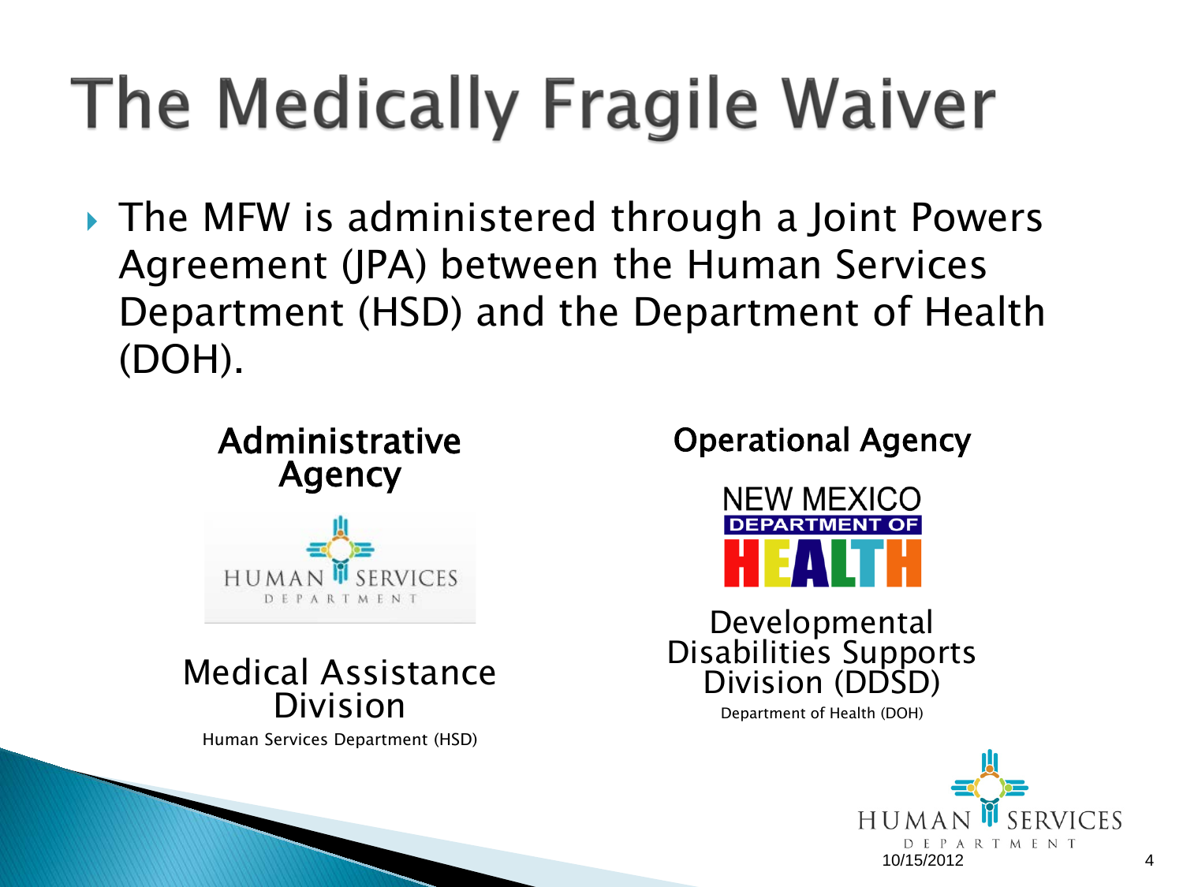# The Medically Fragile Waiver

- The MFW is administered through a Joint Powers Agreement (JPA) between the Human Services Department (HSD) and the Department of Health (DOH).

**Administrative Agency**

HUMAN SERVICES DEPARTMENT

Medical Assistance Division

Human Services Department (HSD)

**Operational Agency**

NEW MEXICO DEPARTMENT OF HEALTH

Developmental Disabilities Supports Division (DDSD)

Department of Health (DOH)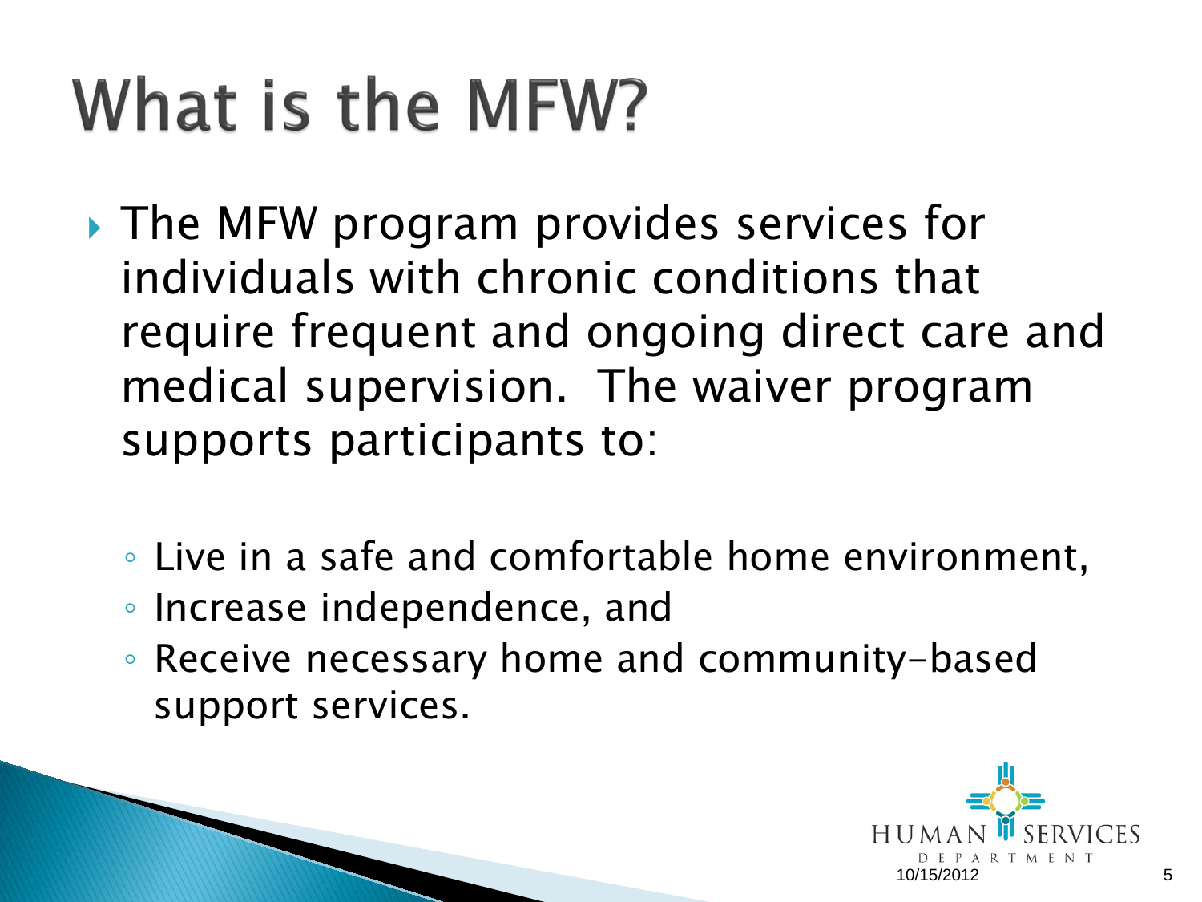# What is the MFW?

- The MFW program provides services for individuals with chronic conditions that require frequent and ongoing direct care and medical supervision. The waiver program supports participants to:
  - Live in a safe and comfortable home environment,
  - Increase independence, and
  - Receive necessary home and community-based support services.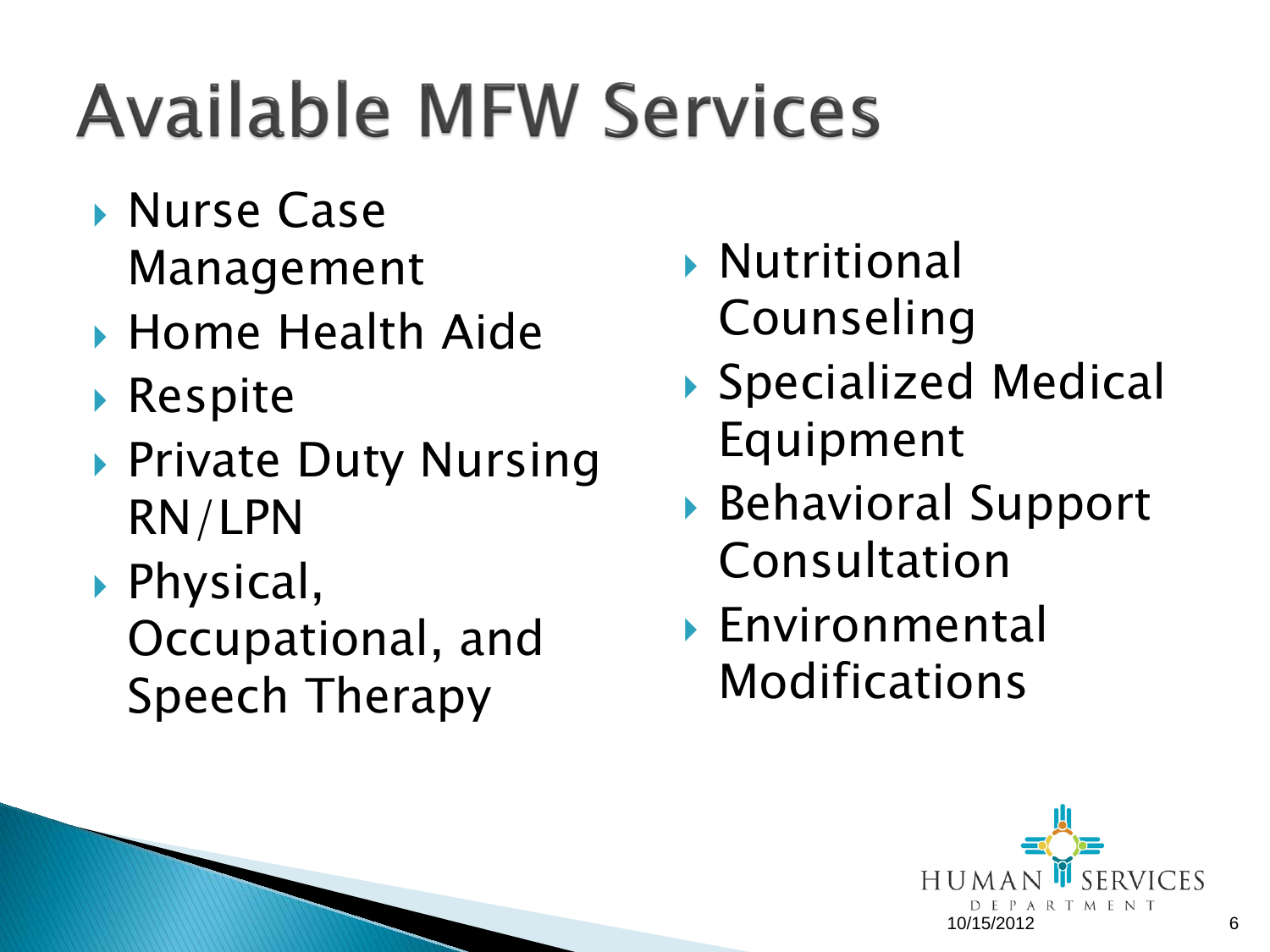# Available MFW Services

- Nurse Case Management
- Home Health Aide
- Respite
- Private Duty Nursing RN/LPN
- Physical, Occupational, and Speech Therapy
- Nutritional Counseling
- Specialized Medical Equipment
- Behavioral Support Consultation
- Environmental Modifications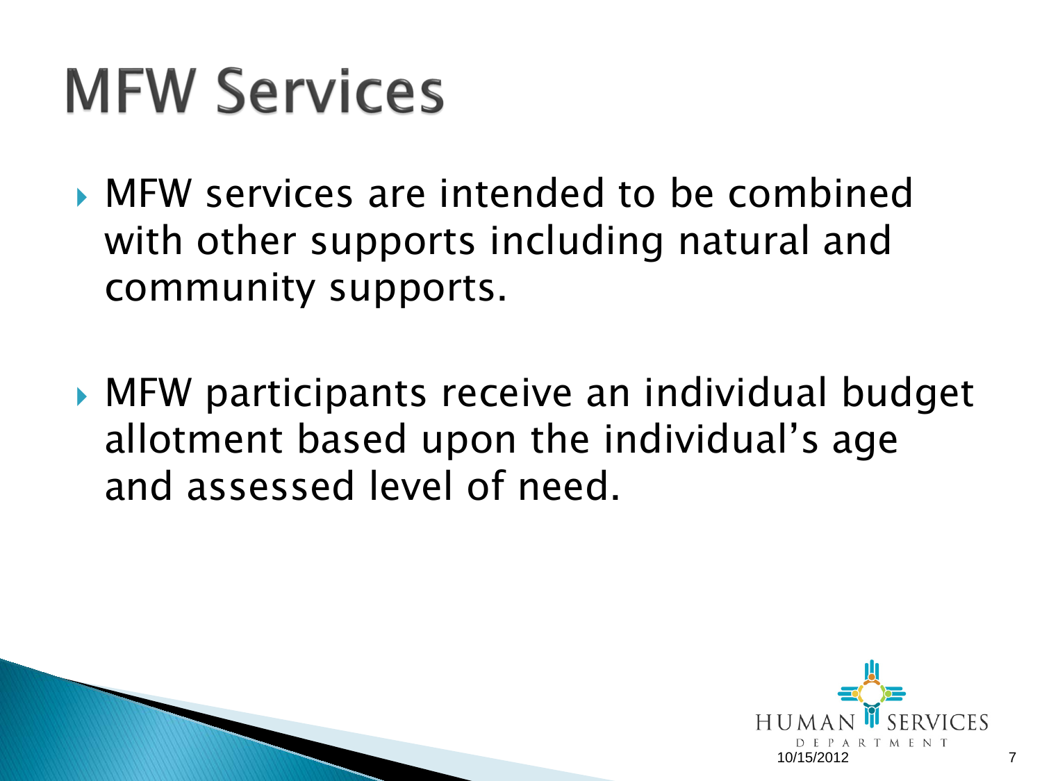# MFW Services

- MFW services are intended to be combined with other supports including natural and community supports.

- MFW participants receive an individual budget allotment based upon the individual's age and assessed level of need.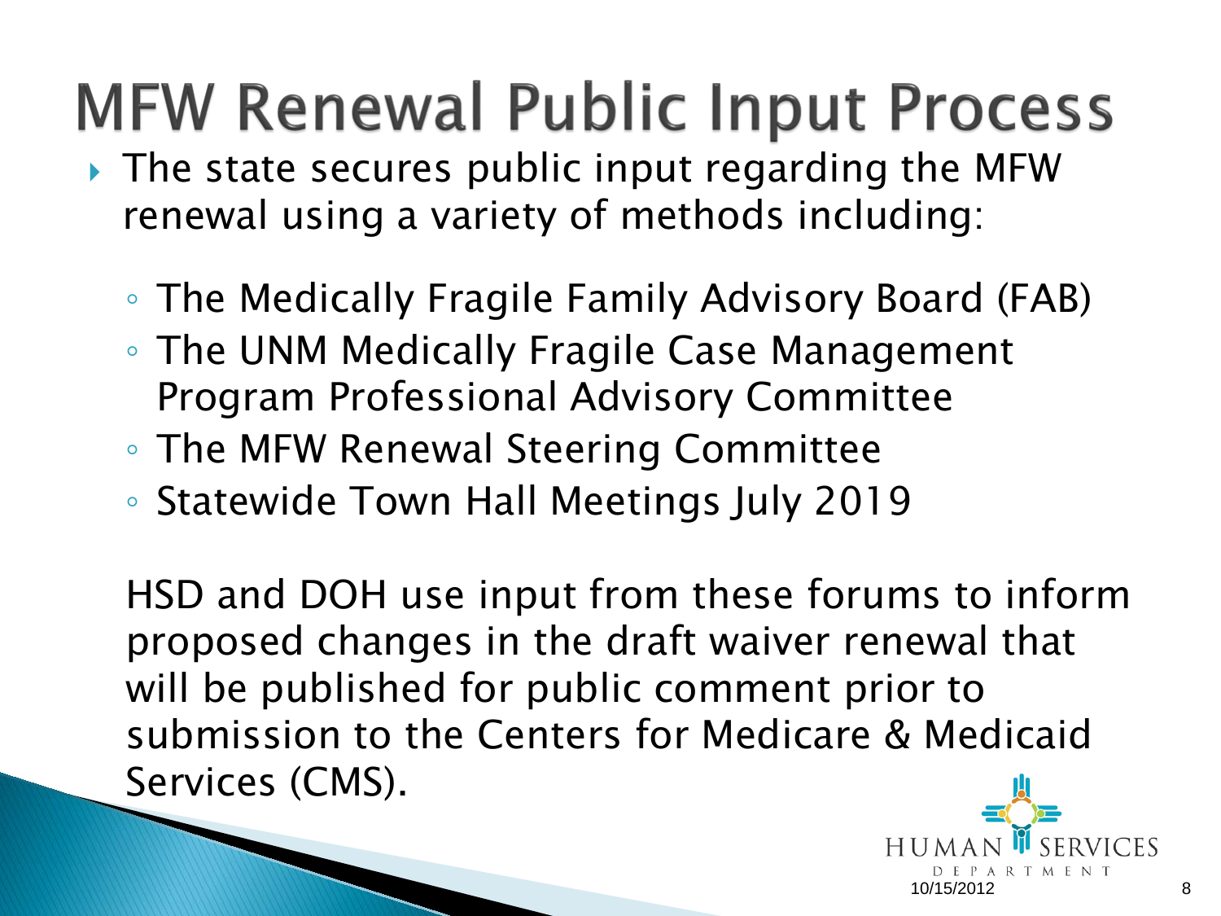# MFW Renewal Public Input Process

- The state secures public input regarding the MFW renewal using a variety of methods including:
  - The Medically Fragile Family Advisory Board (FAB)
  - The UNM Medically Fragile Case Management Program Professional Advisory Committee
  - The MFW Renewal Steering Committee
  - Statewide Town Hall Meetings July 2019

HSD and DOH use input from these forums to inform proposed changes in the draft waiver renewal that will be published for public comment prior to submission to the Centers for Medicare & Medicaid Services (CMS).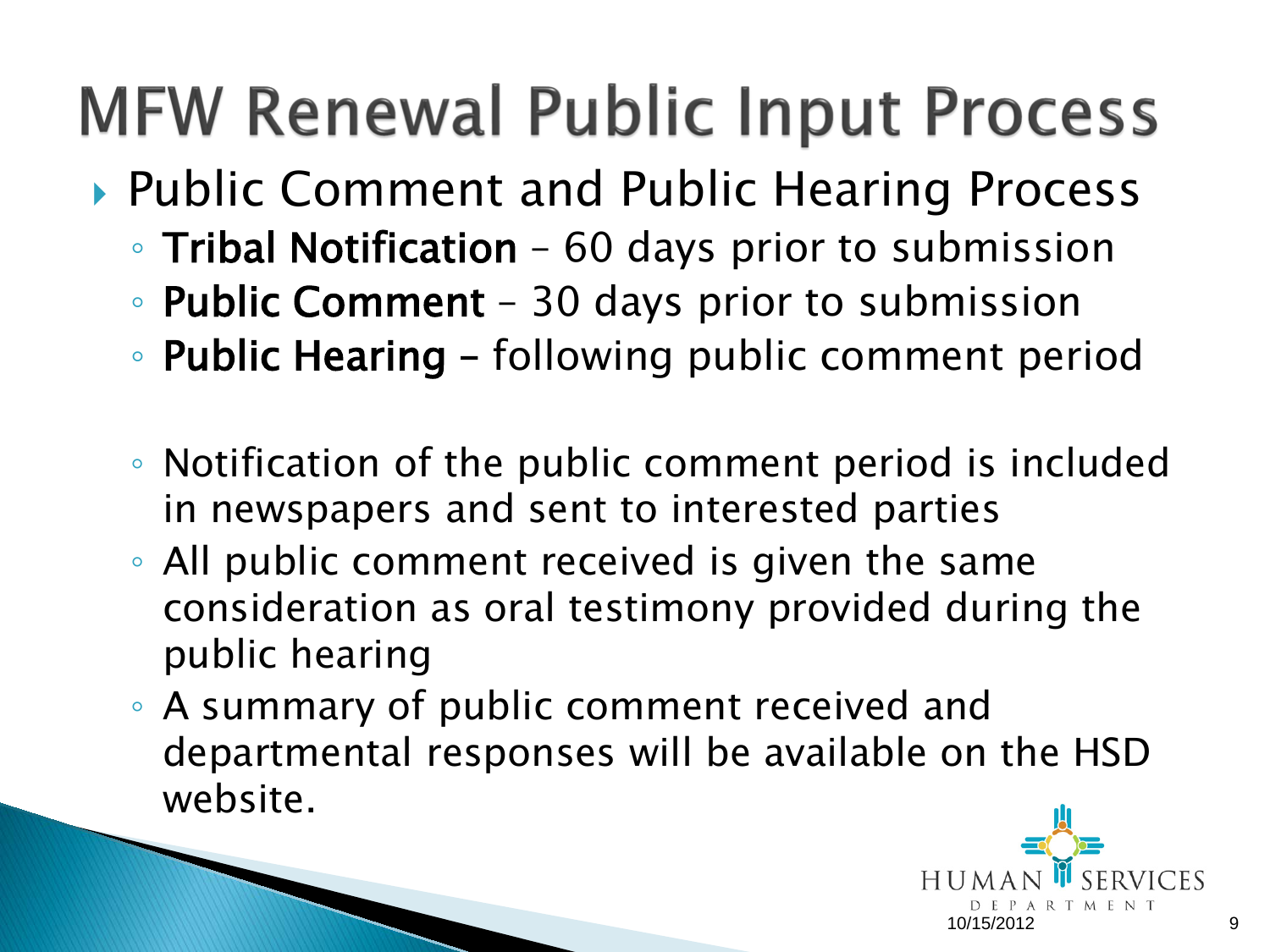# MFW Renewal Public Input Process

- Public Comment and Public Hearing Process
  - **Tribal Notification** – 60 days prior to submission
  - **Public Comment** – 30 days prior to submission
  - **Public Hearing** – following public comment period

  - Notification of the public comment period is included in newspapers and sent to interested parties
  - All public comment received is given the same consideration as oral testimony provided during the public hearing
  - A summary of public comment received and departmental responses will be available on the HSD website.

HUMAN SERVICES DEPARTMENT

10/15/2012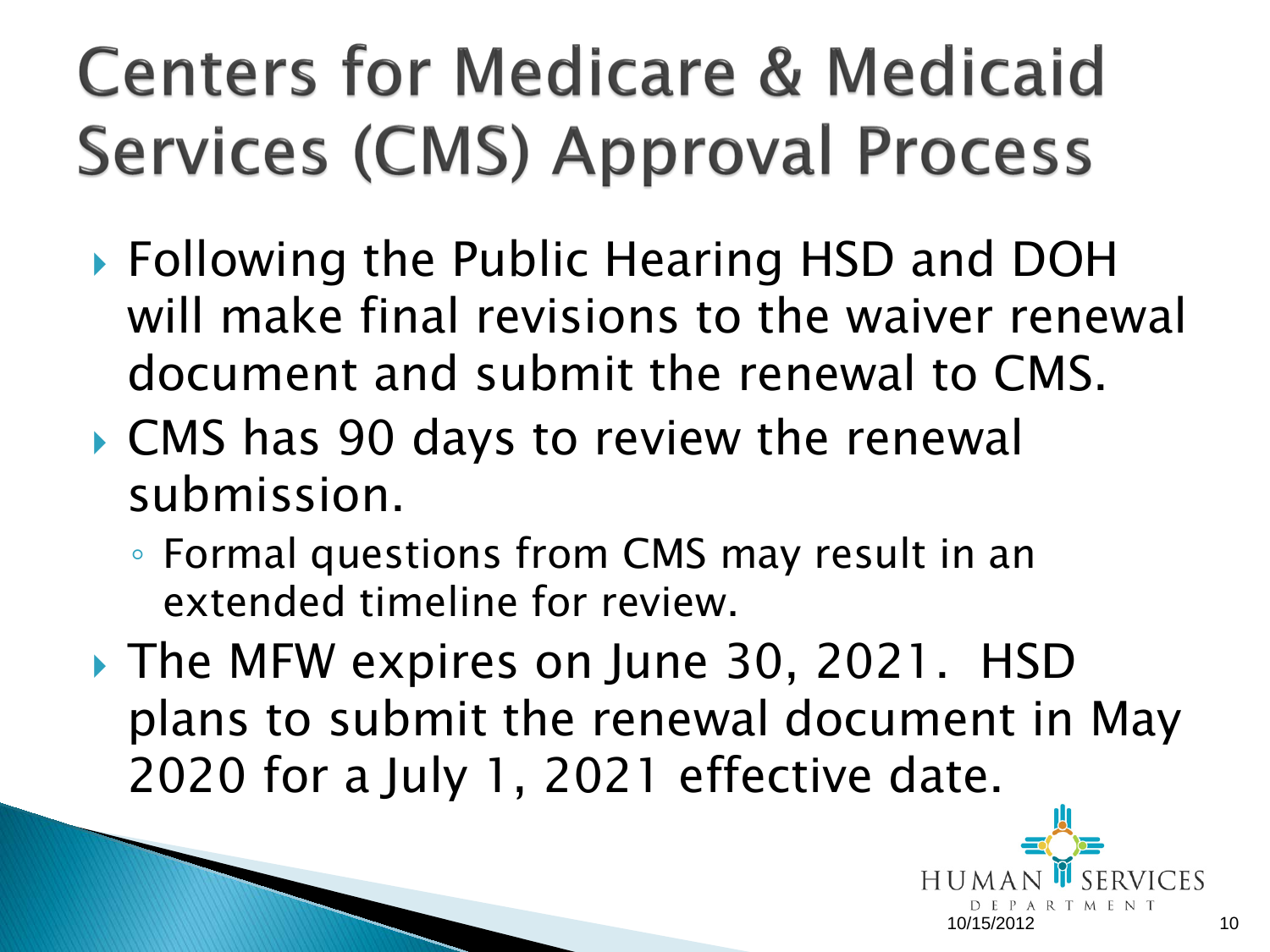# Centers for Medicare & Medicaid Services (CMS) Approval Process

- Following the Public Hearing HSD and DOH will make final revisions to the waiver renewal document and submit the renewal to CMS.
- CMS has 90 days to review the renewal submission.
  - Formal questions from CMS may result in an extended timeline for review.
- The MFW expires on June 30, 2021. HSD plans to submit the renewal document in May 2020 for a July 1, 2021 effective date.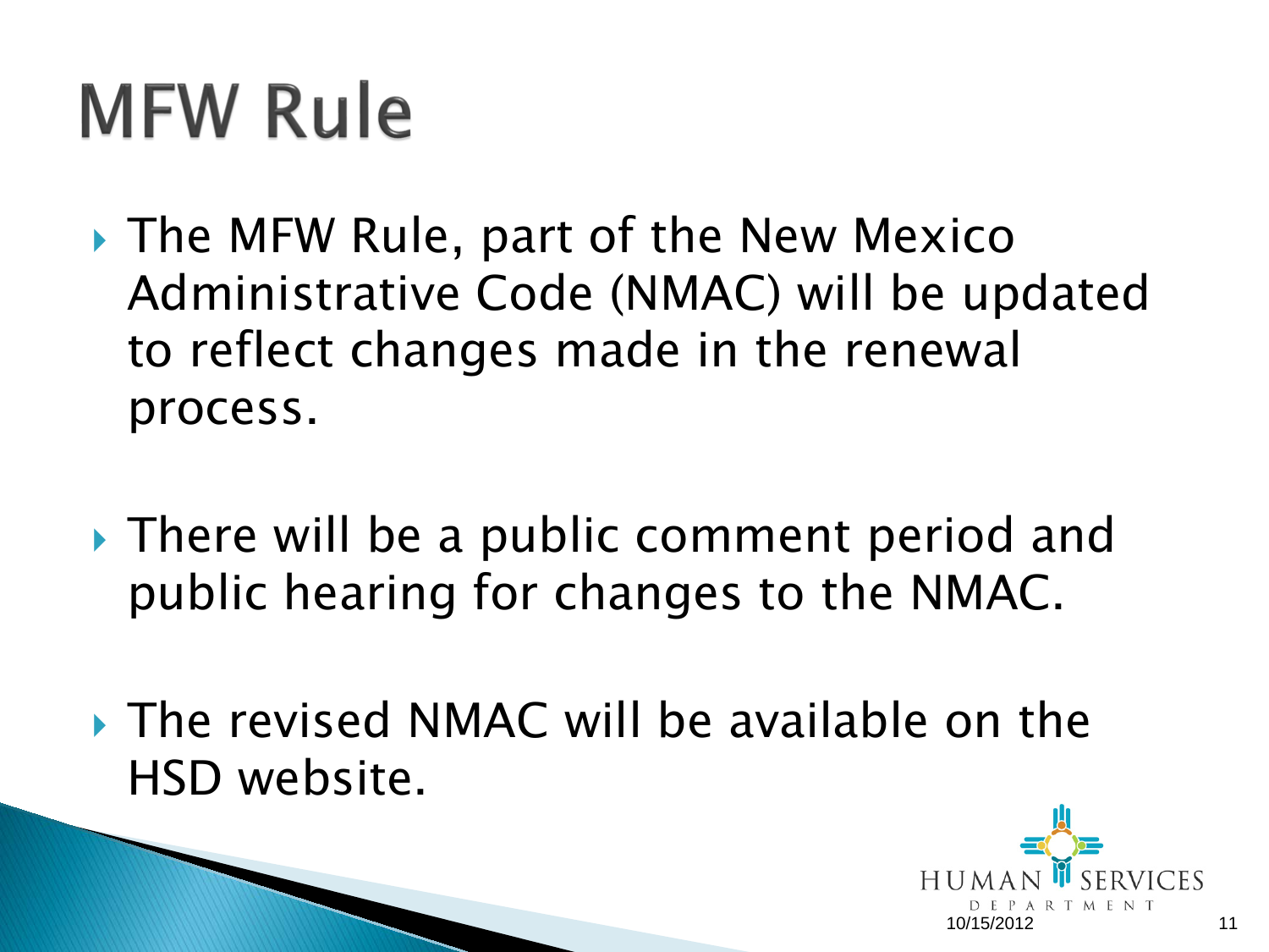# MFW Rule

- The MFW Rule, part of the New Mexico Administrative Code (NMAC) will be updated to reflect changes made in the renewal process.
- There will be a public comment period and public hearing for changes to the NMAC.
- The revised NMAC will be available on the HSD website.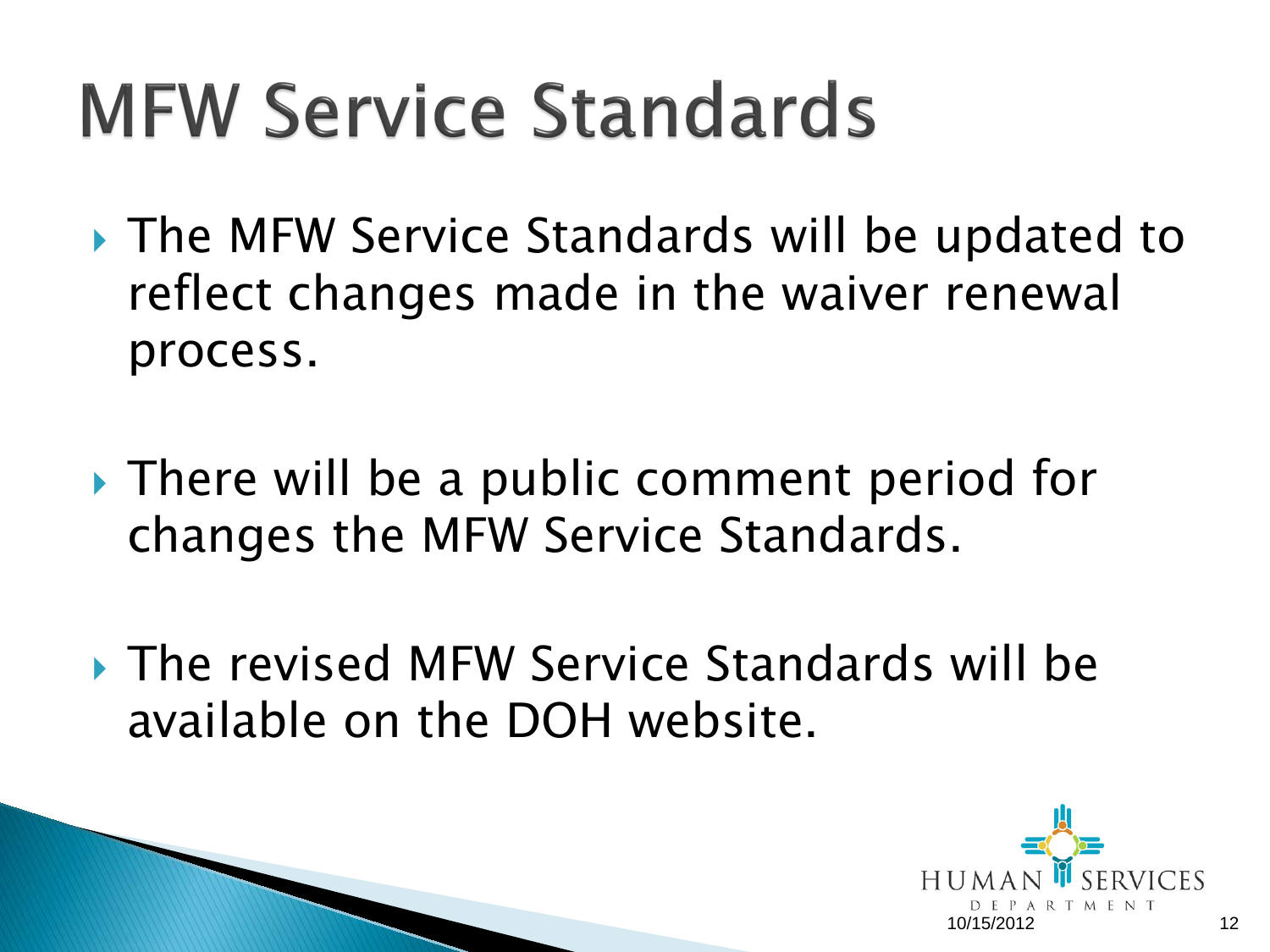# MFW Service Standards

- The MFW Service Standards will be updated to reflect changes made in the waiver renewal process.

- There will be a public comment period for changes the MFW Service Standards.

- The revised MFW Service Standards will be available on the DOH website.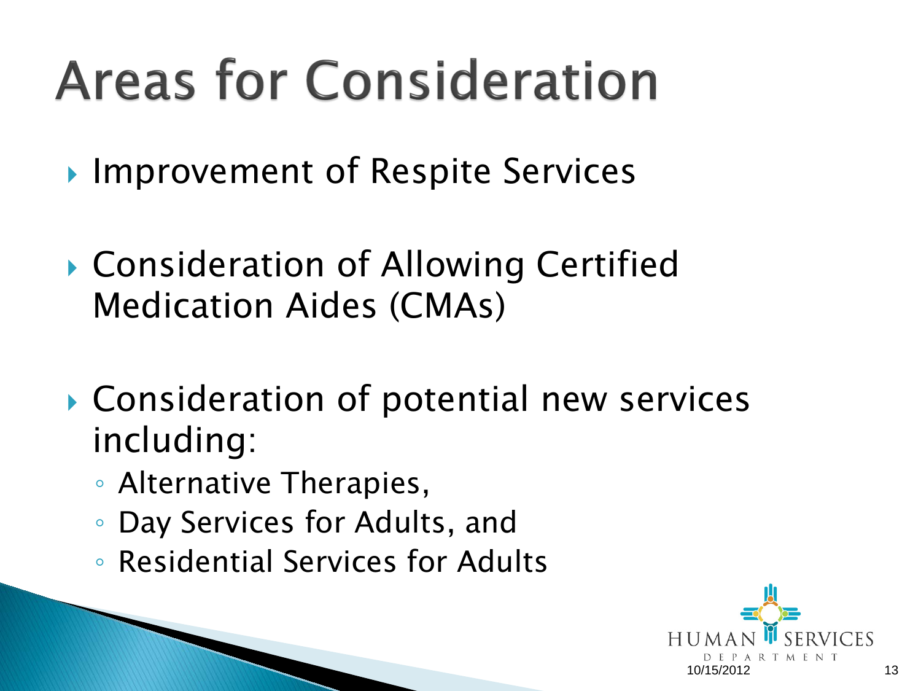# Areas for Consideration

- Improvement of Respite Services
- Consideration of Allowing Certified Medication Aides (CMAs)
- Consideration of potential new services including:
  - Alternative Therapies,
  - Day Services for Adults, and
  - Residential Services for Adults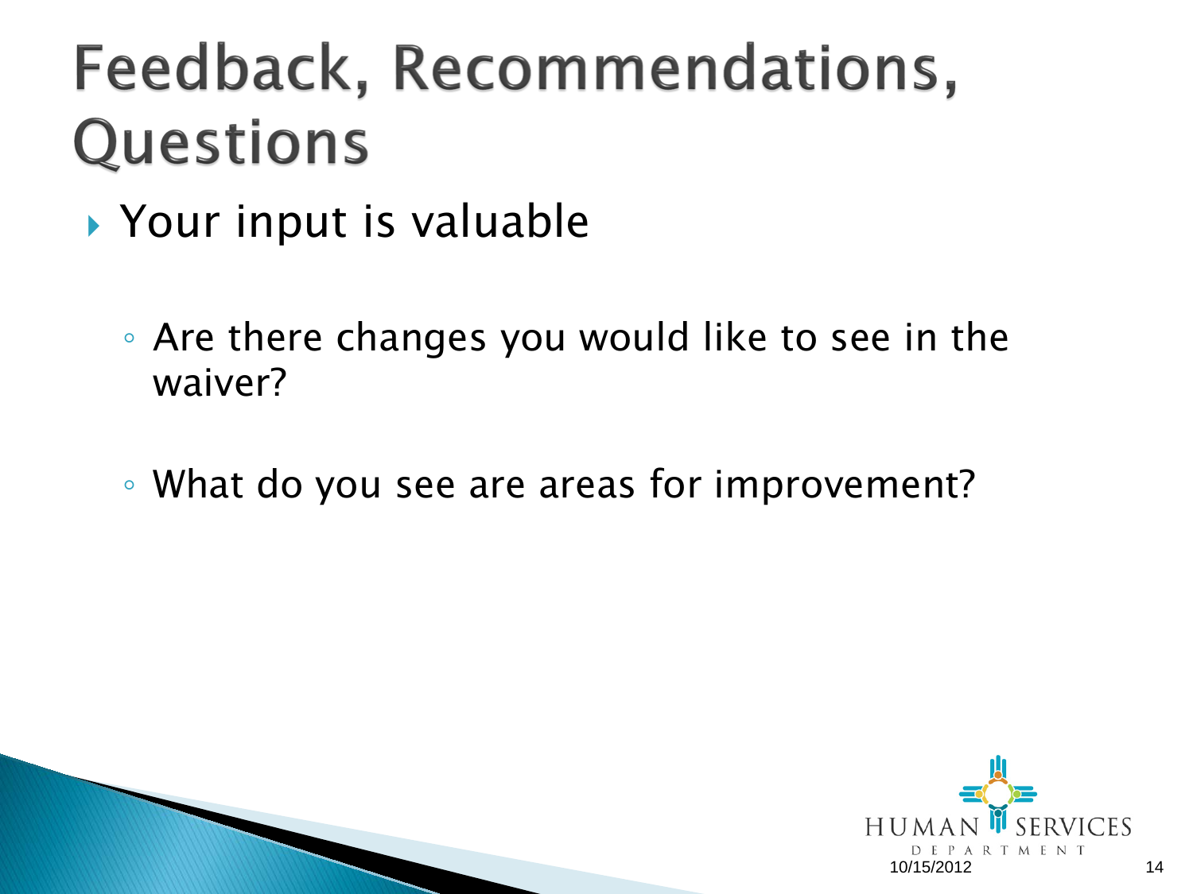# Feedback, Recommendations, Questions

- Your input is valuable
  - Are there changes you would like to see in the waiver?
  - What do you see are areas for improvement?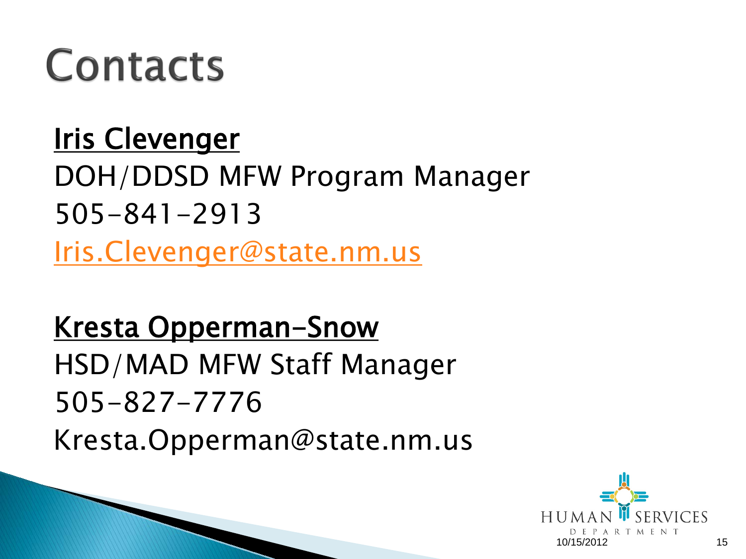# Contacts

**Iris Clevenger**

DOH/DDSD MFW Program Manager

505-841-2913

Iris.Clevenger@state.nm.us

**Kresta Opperman-Snow**

HSD/MAD MFW Staff Manager

505-827-7776

Kresta.Opperman@state.nm.us

HUMAN SERVICES DEPARTMENT

10/15/2012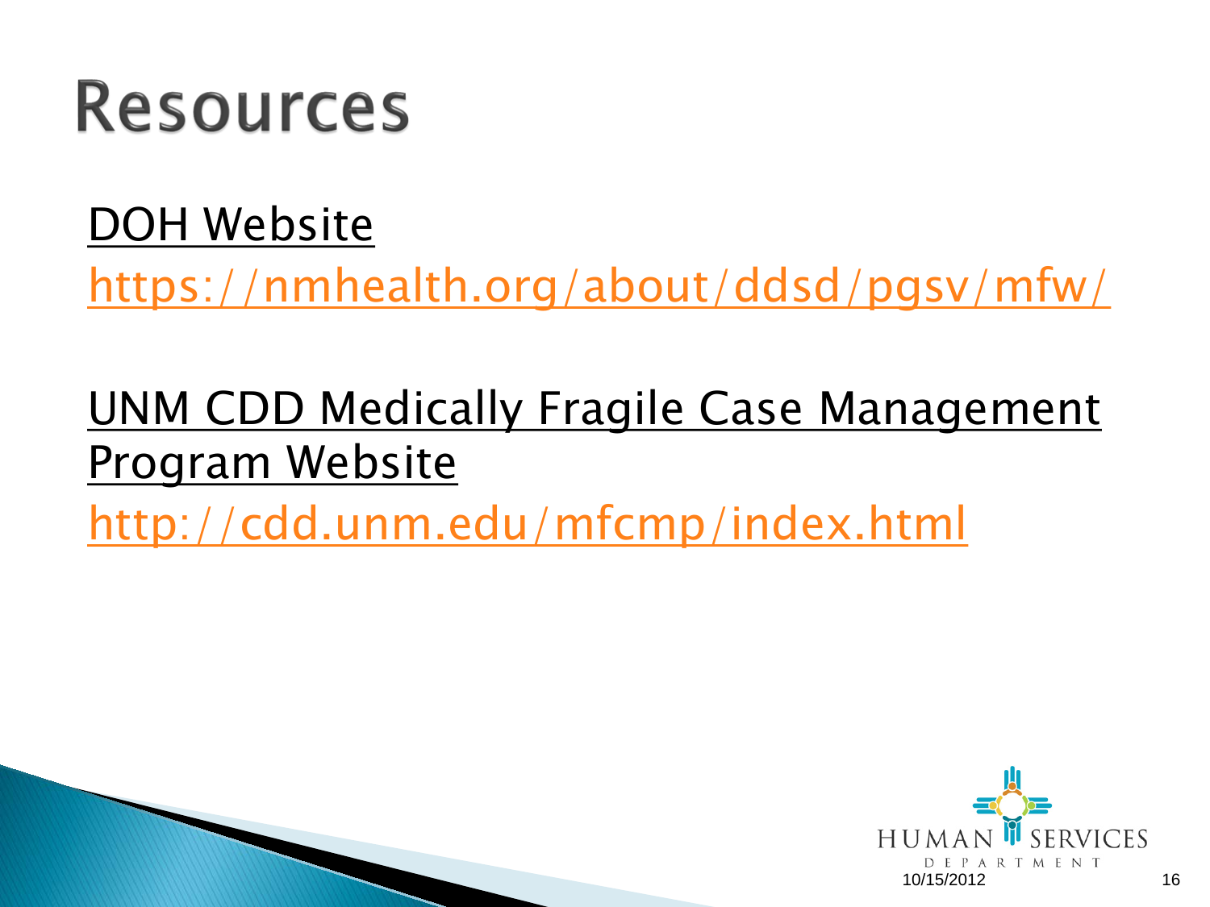# Resources

DOH Website

https://nmhealth.org/about/ddsd/pgsv/mfw/

UNM CDD Medically Fragile Case Management Program Website

http://cdd.unm.edu/mfcmp/index.html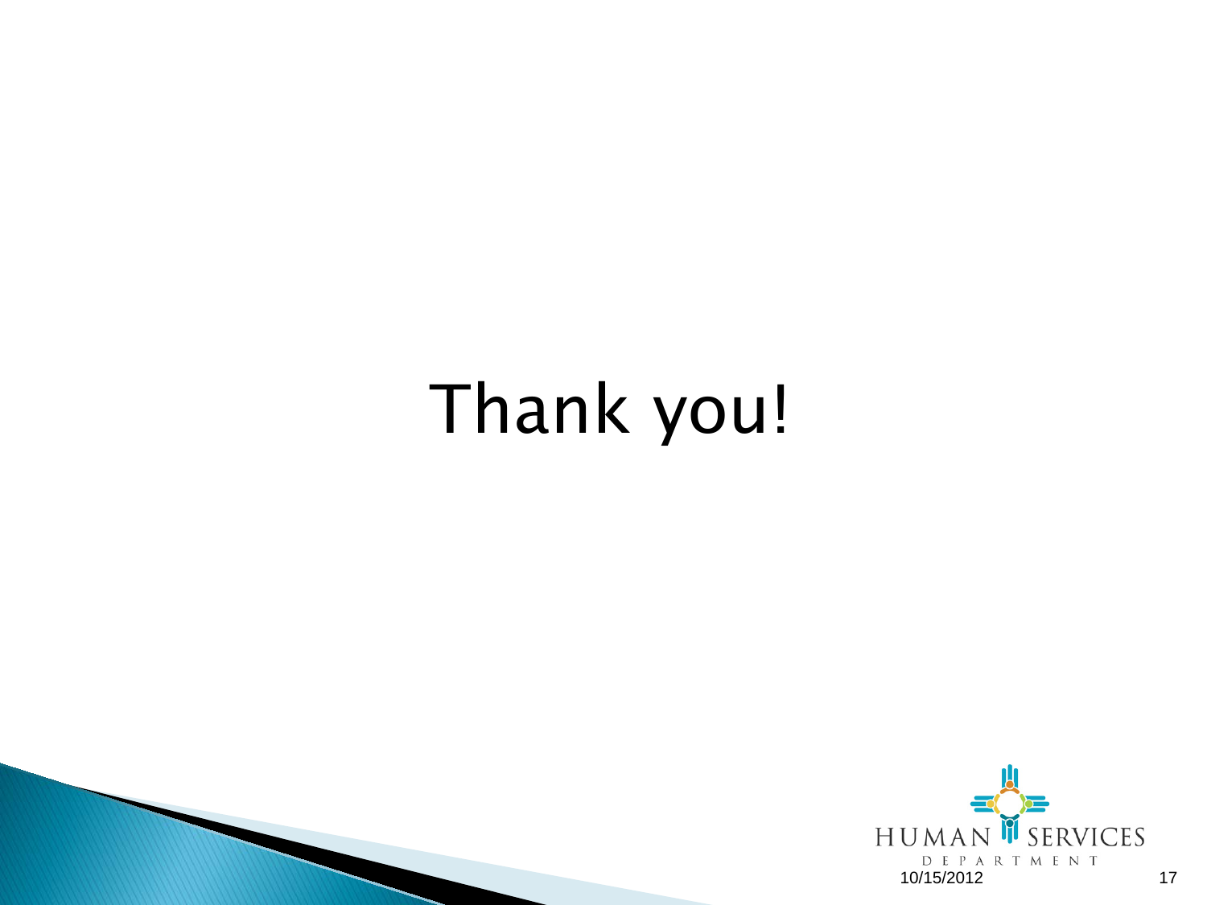Thank you!